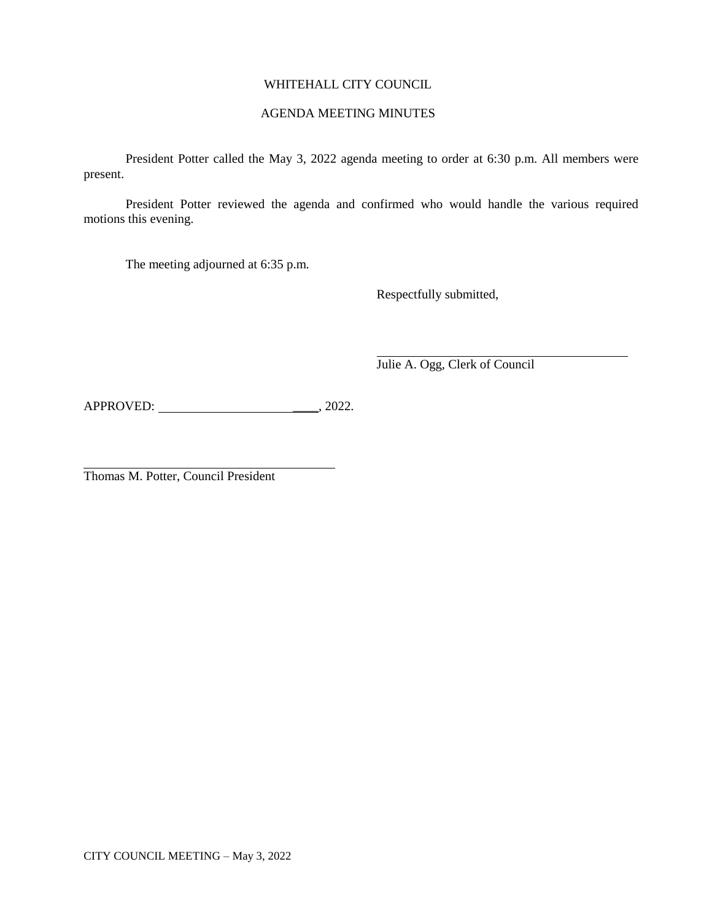WHITEHALL CITY COUNCIL

AGENDA MEETING MINUTES

President Potter called the May 3, 2022 agenda meeting to order at 6:30 p.m. All members were present.

President Potter reviewed the agenda and confirmed who would handle the various required motions this evening.

The meeting adjourned at 6:35 p.m.

Respectfully submitted,

\_\_\_\_\_\_\_\_\_\_\_\_\_\_\_\_\_\_\_\_\_\_\_\_\_\_\_\_\_\_\_\_\_\_\_\_\_\_\_\_
Julie A. Ogg, Clerk of Council

APPROVED: \_\_\_\_\_\_\_\_\_\_\_\_\_\_\_\_\_\_\_\_\_\_\_\_\_\_, 2022.

\_\_\_\_\_\_\_\_\_\_\_\_\_\_\_\_\_\_\_\_\_\_\_\_\_\_\_\_\_\_\_\_\_\_\_\_\_\_\_\_
Thomas M. Potter, Council President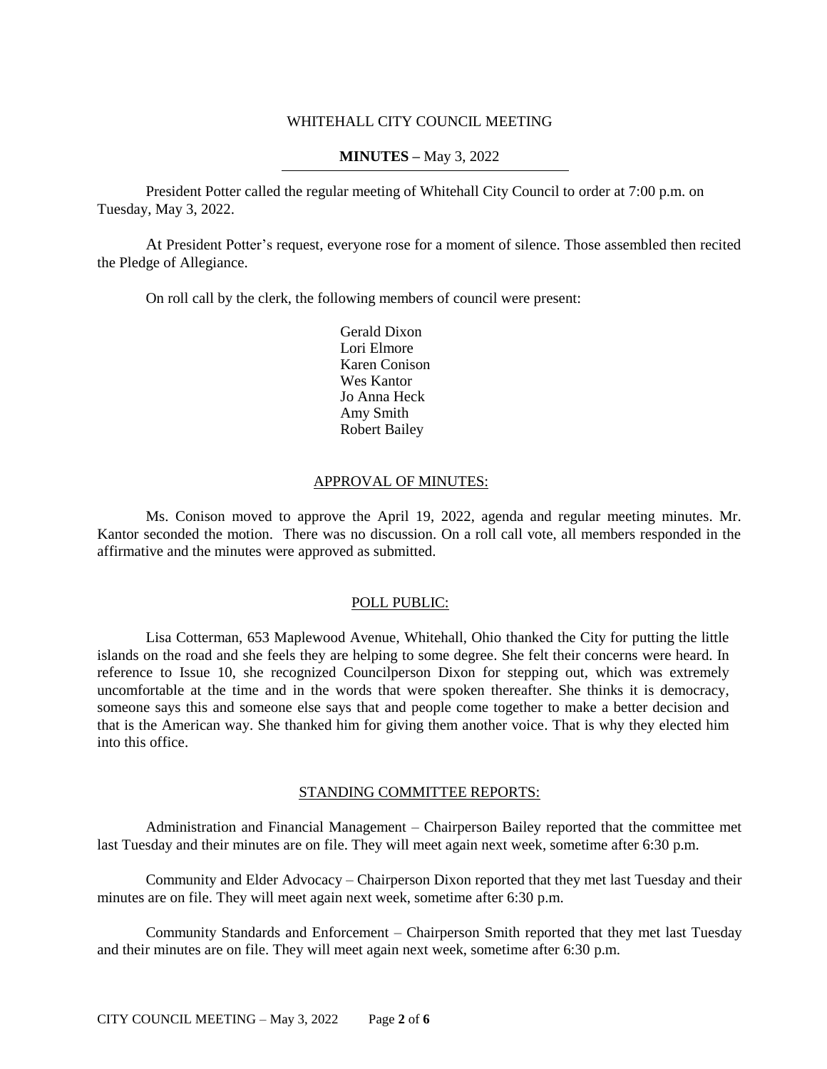# WHITEHALL CITY COUNCIL MEETING

**MINUTES –** May 3, 2022

President Potter called the regular meeting of Whitehall City Council to order at 7:00 p.m. on Tuesday, May 3, 2022.

At President Potter's request, everyone rose for a moment of silence. Those assembled then recited the Pledge of Allegiance.

On roll call by the clerk, the following members of council were present:

Gerald Dixon
Lori Elmore
Karen Conison
Wes Kantor
Jo Anna Heck
Amy Smith
Robert Bailey

## APPROVAL OF MINUTES:

Ms. Conison moved to approve the April 19, 2022, agenda and regular meeting minutes. Mr. Kantor seconded the motion. There was no discussion. On a roll call vote, all members responded in the affirmative and the minutes were approved as submitted.

## POLL PUBLIC:

Lisa Cotterman, 653 Maplewood Avenue, Whitehall, Ohio thanked the City for putting the little islands on the road and she feels they are helping to some degree. She felt their concerns were heard. In reference to Issue 10, she recognized Councilperson Dixon for stepping out, which was extremely uncomfortable at the time and in the words that were spoken thereafter. She thinks it is democracy, someone says this and someone else says that and people come together to make a better decision and that is the American way. She thanked him for giving them another voice. That is why they elected him into this office.

## STANDING COMMITTEE REPORTS:

Administration and Financial Management – Chairperson Bailey reported that the committee met last Tuesday and their minutes are on file. They will meet again next week, sometime after 6:30 p.m.

Community and Elder Advocacy – Chairperson Dixon reported that they met last Tuesday and their minutes are on file. They will meet again next week, sometime after 6:30 p.m.

Community Standards and Enforcement – Chairperson Smith reported that they met last Tuesday and their minutes are on file. They will meet again next week, sometime after 6:30 p.m.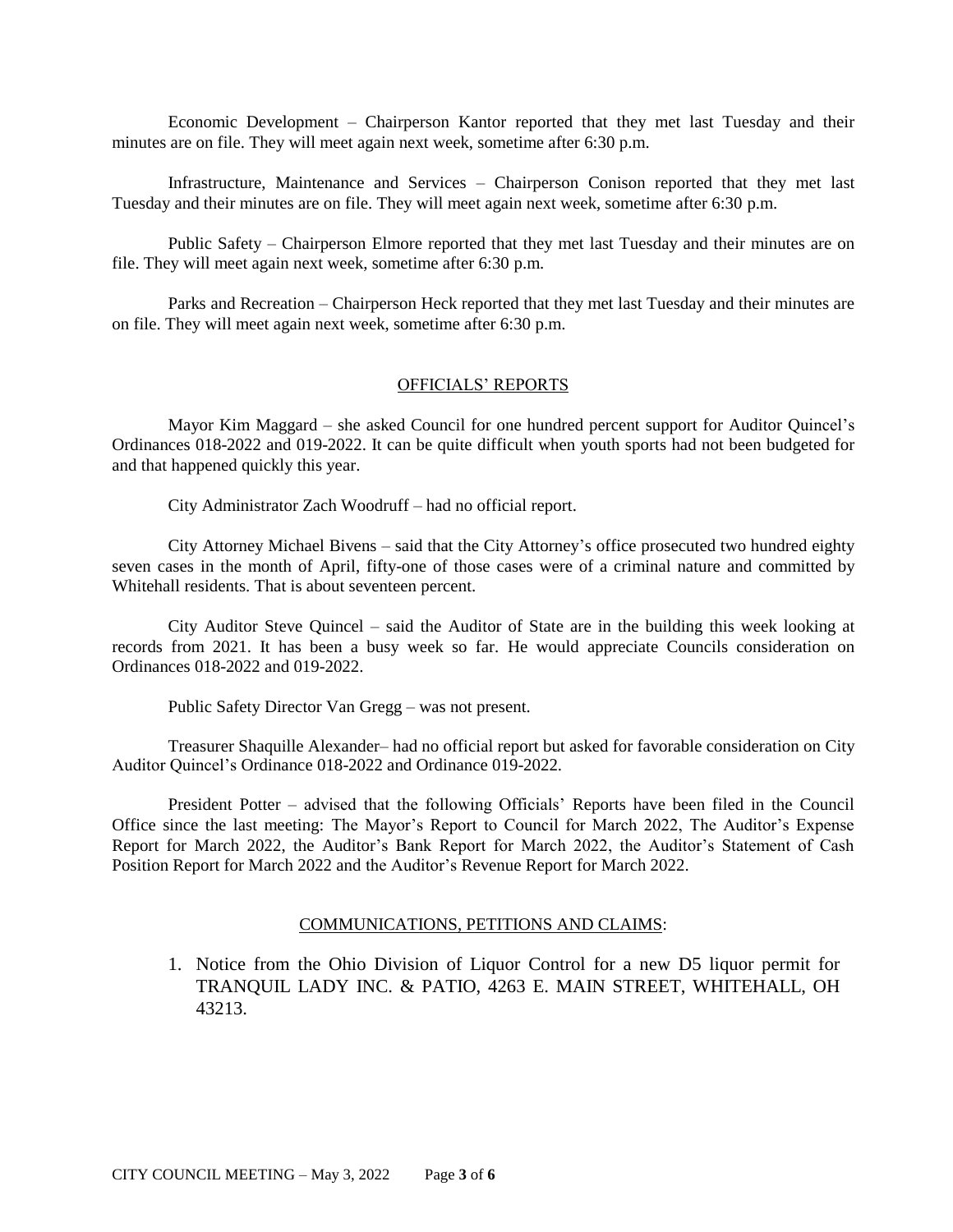Economic Development – Chairperson Kantor reported that they met last Tuesday and their minutes are on file. They will meet again next week, sometime after 6:30 p.m.

Infrastructure, Maintenance and Services – Chairperson Conison reported that they met last Tuesday and their minutes are on file. They will meet again next week, sometime after 6:30 p.m.

Public Safety – Chairperson Elmore reported that they met last Tuesday and their minutes are on file. They will meet again next week, sometime after 6:30 p.m.

Parks and Recreation – Chairperson Heck reported that they met last Tuesday and their minutes are on file. They will meet again next week, sometime after 6:30 p.m.

## OFFICIALS' REPORTS

Mayor Kim Maggard – she asked Council for one hundred percent support for Auditor Quincel's Ordinances 018-2022 and 019-2022. It can be quite difficult when youth sports had not been budgeted for and that happened quickly this year.

City Administrator Zach Woodruff – had no official report.

City Attorney Michael Bivens – said that the City Attorney's office prosecuted two hundred eighty seven cases in the month of April, fifty-one of those cases were of a criminal nature and committed by Whitehall residents. That is about seventeen percent.

City Auditor Steve Quincel – said the Auditor of State are in the building this week looking at records from 2021. It has been a busy week so far. He would appreciate Councils consideration on Ordinances 018-2022 and 019-2022.

Public Safety Director Van Gregg – was not present.

Treasurer Shaquille Alexander– had no official report but asked for favorable consideration on City Auditor Quincel's Ordinance 018-2022 and Ordinance 019-2022.

President Potter – advised that the following Officials' Reports have been filed in the Council Office since the last meeting: The Mayor's Report to Council for March 2022, The Auditor's Expense Report for March 2022, the Auditor's Bank Report for March 2022, the Auditor's Statement of Cash Position Report for March 2022 and the Auditor's Revenue Report for March 2022.

## COMMUNICATIONS, PETITIONS AND CLAIMS:

1. Notice from the Ohio Division of Liquor Control for a new D5 liquor permit for TRANQUIL LADY INC. & PATIO, 4263 E. MAIN STREET, WHITEHALL, OH 43213.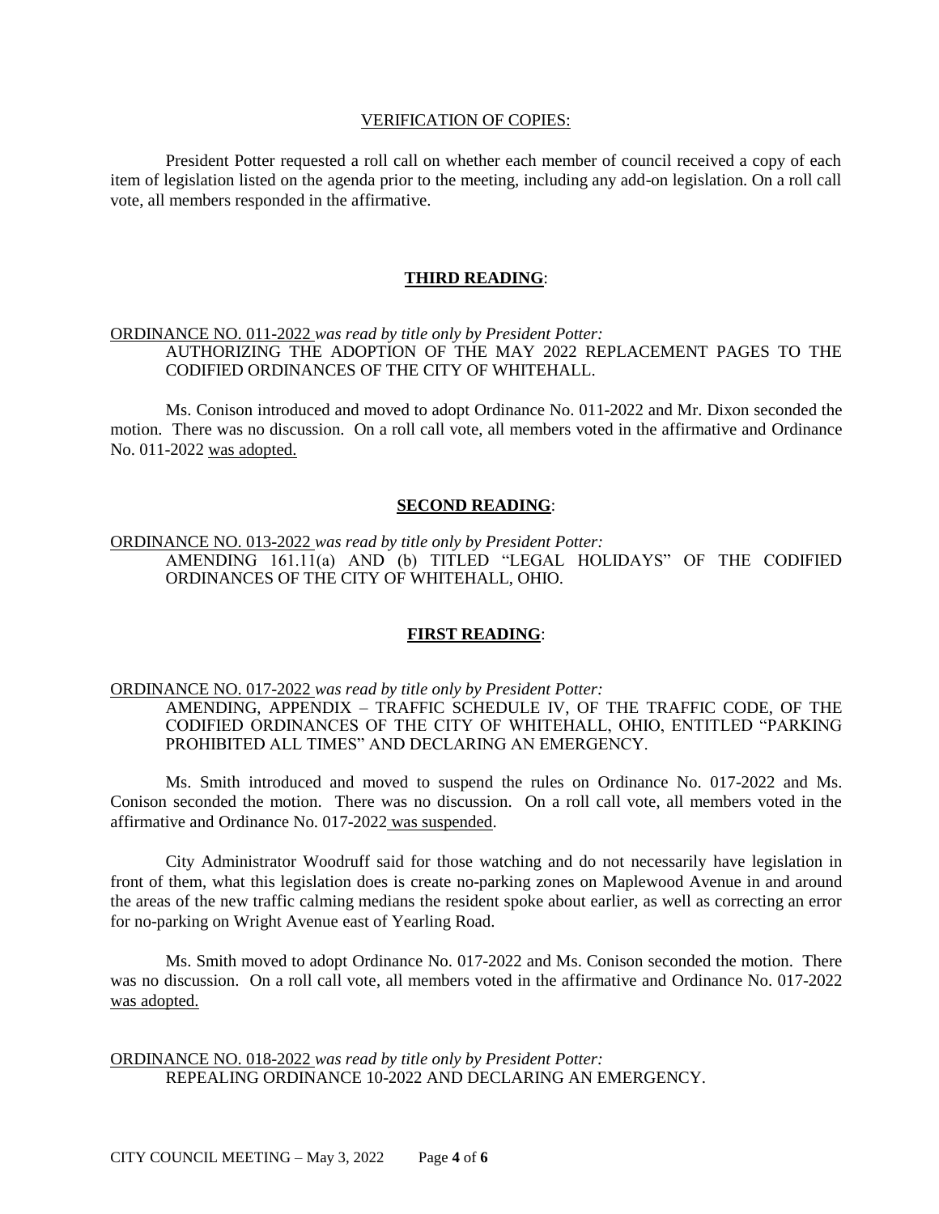VERIFICATION OF COPIES:

President Potter requested a roll call on whether each member of council received a copy of each item of legislation listed on the agenda prior to the meeting, including any add-on legislation. On a roll call vote, all members responded in the affirmative.

## **THIRD READING**:

ORDINANCE NO. 011-2022 *was read by title only by President Potter:*
AUTHORIZING THE ADOPTION OF THE MAY 2022 REPLACEMENT PAGES TO THE CODIFIED ORDINANCES OF THE CITY OF WHITEHALL.

Ms. Conison introduced and moved to adopt Ordinance No. 011-2022 and Mr. Dixon seconded the motion. There was no discussion. On a roll call vote, all members voted in the affirmative and Ordinance No. 011-2022 was adopted.

## **SECOND READING**:

ORDINANCE NO. 013-2022 *was read by title only by President Potter:*
AMENDING 161.11(a) AND (b) TITLED "LEGAL HOLIDAYS" OF THE CODIFIED ORDINANCES OF THE CITY OF WHITEHALL, OHIO.

## **FIRST READING**:

ORDINANCE NO. 017-2022 *was read by title only by President Potter:*
AMENDING, APPENDIX – TRAFFIC SCHEDULE IV, OF THE TRAFFIC CODE, OF THE CODIFIED ORDINANCES OF THE CITY OF WHITEHALL, OHIO, ENTITLED "PARKING PROHIBITED ALL TIMES" AND DECLARING AN EMERGENCY.

Ms. Smith introduced and moved to suspend the rules on Ordinance No. 017-2022 and Ms. Conison seconded the motion. There was no discussion. On a roll call vote, all members voted in the affirmative and Ordinance No. 017-2022 was suspended.

City Administrator Woodruff said for those watching and do not necessarily have legislation in front of them, what this legislation does is create no-parking zones on Maplewood Avenue in and around the areas of the new traffic calming medians the resident spoke about earlier, as well as correcting an error for no-parking on Wright Avenue east of Yearling Road.

Ms. Smith moved to adopt Ordinance No. 017-2022 and Ms. Conison seconded the motion. There was no discussion. On a roll call vote, all members voted in the affirmative and Ordinance No. 017-2022 was adopted.

ORDINANCE NO. 018-2022 *was read by title only by President Potter:*
REPEALING ORDINANCE 10-2022 AND DECLARING AN EMERGENCY.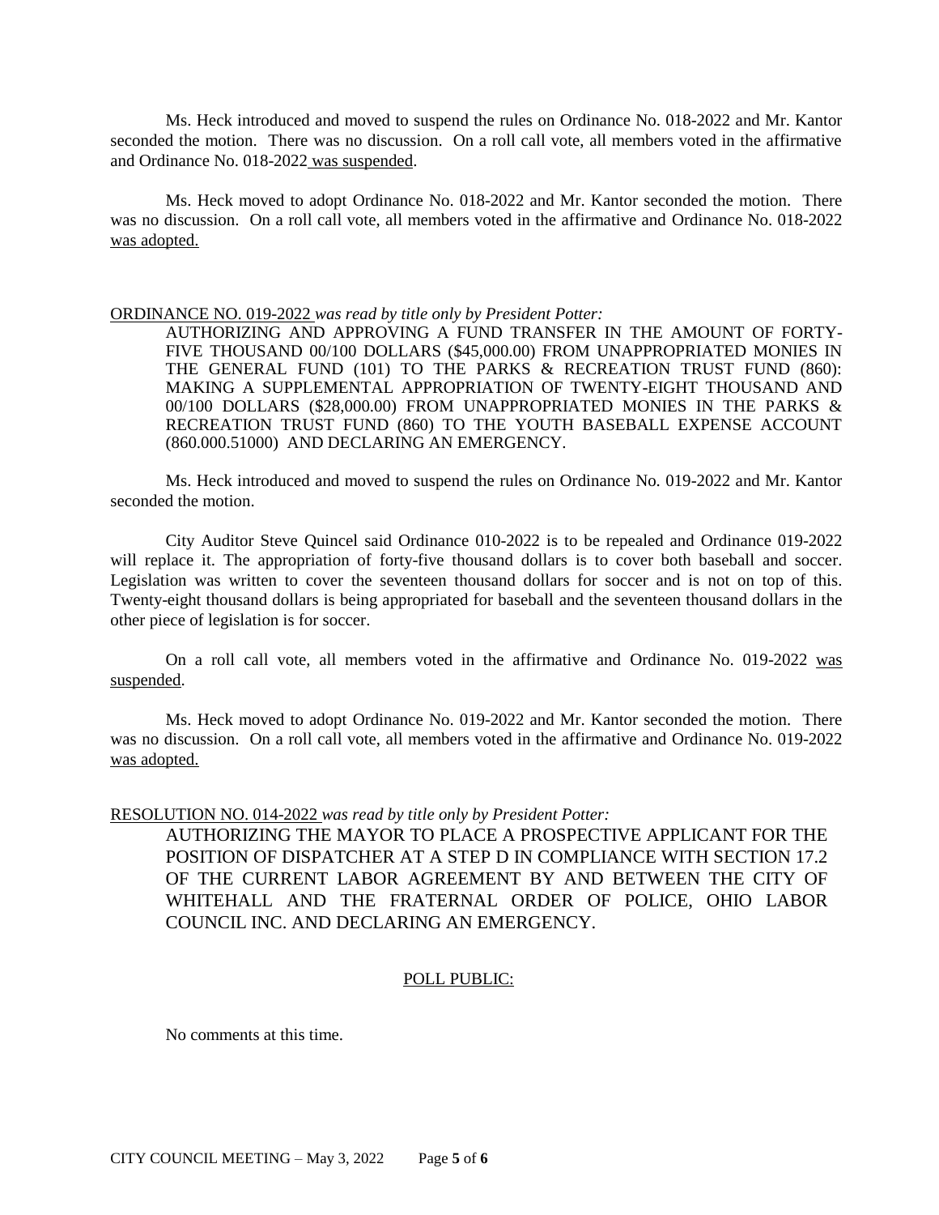Ms. Heck introduced and moved to suspend the rules on Ordinance No. 018-2022 and Mr. Kantor seconded the motion. There was no discussion. On a roll call vote, all members voted in the affirmative and Ordinance No. 018-2022 was suspended.

Ms. Heck moved to adopt Ordinance No. 018-2022 and Mr. Kantor seconded the motion. There was no discussion. On a roll call vote, all members voted in the affirmative and Ordinance No. 018-2022 was adopted.

ORDINANCE NO. 019-2022 *was read by title only by President Potter:*

AUTHORIZING AND APPROVING A FUND TRANSFER IN THE AMOUNT OF FORTY-FIVE THOUSAND 00/100 DOLLARS ($45,000.00) FROM UNAPPROPRIATED MONIES IN THE GENERAL FUND (101) TO THE PARKS & RECREATION TRUST FUND (860): MAKING A SUPPLEMENTAL APPROPRIATION OF TWENTY-EIGHT THOUSAND AND 00/100 DOLLARS ($28,000.00) FROM UNAPPROPRIATED MONIES IN THE PARKS & RECREATION TRUST FUND (860) TO THE YOUTH BASEBALL EXPENSE ACCOUNT (860.000.51000) AND DECLARING AN EMERGENCY.

Ms. Heck introduced and moved to suspend the rules on Ordinance No. 019-2022 and Mr. Kantor seconded the motion.

City Auditor Steve Quincel said Ordinance 010-2022 is to be repealed and Ordinance 019-2022 will replace it. The appropriation of forty-five thousand dollars is to cover both baseball and soccer. Legislation was written to cover the seventeen thousand dollars for soccer and is not on top of this. Twenty-eight thousand dollars is being appropriated for baseball and the seventeen thousand dollars in the other piece of legislation is for soccer.

On a roll call vote, all members voted in the affirmative and Ordinance No. 019-2022 was suspended.

Ms. Heck moved to adopt Ordinance No. 019-2022 and Mr. Kantor seconded the motion. There was no discussion. On a roll call vote, all members voted in the affirmative and Ordinance No. 019-2022 was adopted.

RESOLUTION NO. 014-2022 *was read by title only by President Potter:*

AUTHORIZING THE MAYOR TO PLACE A PROSPECTIVE APPLICANT FOR THE POSITION OF DISPATCHER AT A STEP D IN COMPLIANCE WITH SECTION 17.2 OF THE CURRENT LABOR AGREEMENT BY AND BETWEEN THE CITY OF WHITEHALL AND THE FRATERNAL ORDER OF POLICE, OHIO LABOR COUNCIL INC. AND DECLARING AN EMERGENCY.

## POLL PUBLIC:

No comments at this time.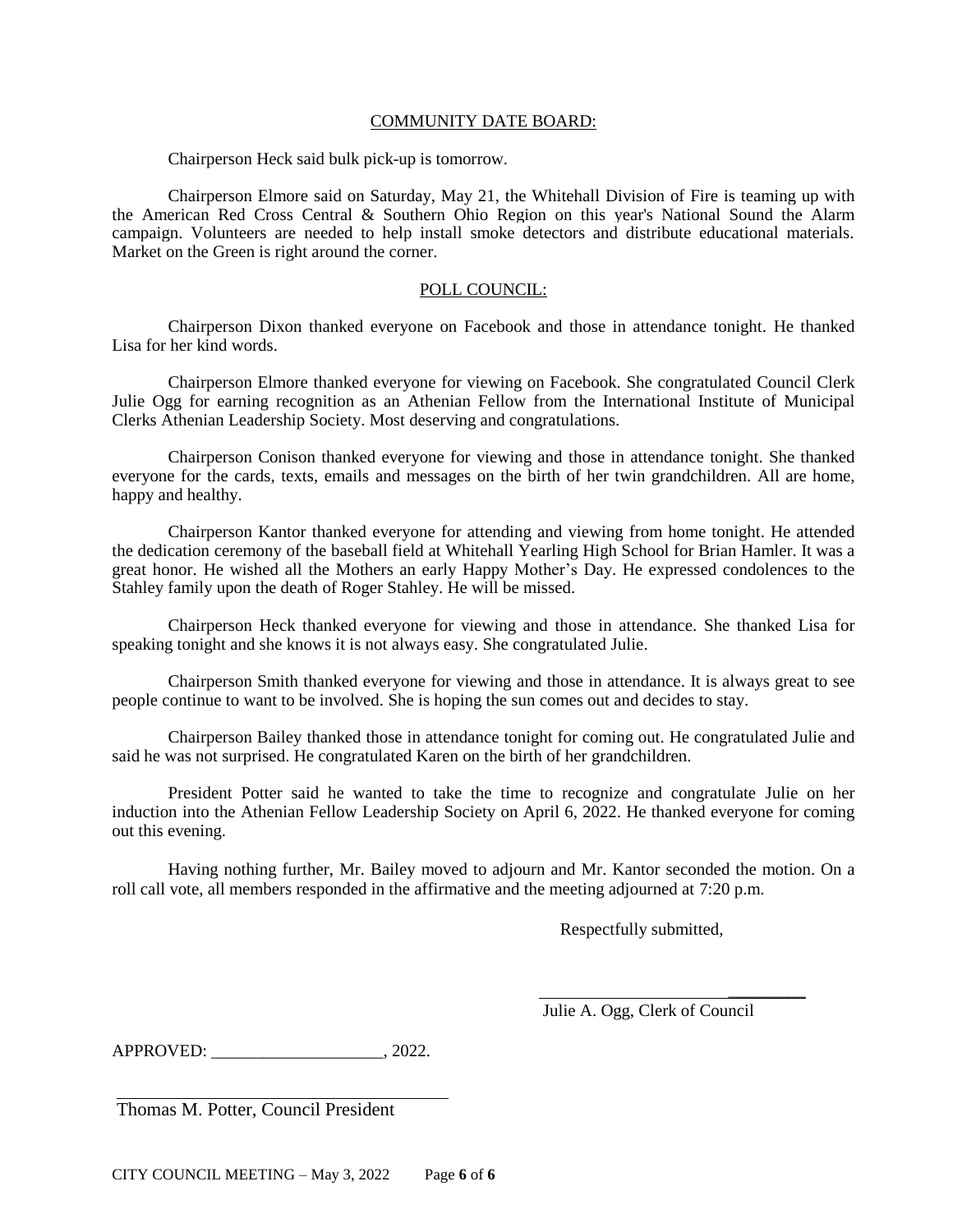## COMMUNITY DATE BOARD:

Chairperson Heck said bulk pick-up is tomorrow.

Chairperson Elmore said on Saturday, May 21, the Whitehall Division of Fire is teaming up with the American Red Cross Central & Southern Ohio Region on this year's National Sound the Alarm campaign. Volunteers are needed to help install smoke detectors and distribute educational materials. Market on the Green is right around the corner.

## POLL COUNCIL:

Chairperson Dixon thanked everyone on Facebook and those in attendance tonight. He thanked Lisa for her kind words.

Chairperson Elmore thanked everyone for viewing on Facebook. She congratulated Council Clerk Julie Ogg for earning recognition as an Athenian Fellow from the International Institute of Municipal Clerks Athenian Leadership Society. Most deserving and congratulations.

Chairperson Conison thanked everyone for viewing and those in attendance tonight. She thanked everyone for the cards, texts, emails and messages on the birth of her twin grandchildren. All are home, happy and healthy.

Chairperson Kantor thanked everyone for attending and viewing from home tonight. He attended the dedication ceremony of the baseball field at Whitehall Yearling High School for Brian Hamler. It was a great honor. He wished all the Mothers an early Happy Mother's Day. He expressed condolences to the Stahley family upon the death of Roger Stahley. He will be missed.

Chairperson Heck thanked everyone for viewing and those in attendance. She thanked Lisa for speaking tonight and she knows it is not always easy. She congratulated Julie.

Chairperson Smith thanked everyone for viewing and those in attendance. It is always great to see people continue to want to be involved. She is hoping the sun comes out and decides to stay.

Chairperson Bailey thanked those in attendance tonight for coming out. He congratulated Julie and said he was not surprised. He congratulated Karen on the birth of her grandchildren.

President Potter said he wanted to take the time to recognize and congratulate Julie on her induction into the Athenian Fellow Leadership Society on April 6, 2022. He thanked everyone for coming out this evening.

Having nothing further, Mr. Bailey moved to adjourn and Mr. Kantor seconded the motion. On a roll call vote, all members responded in the affirmative and the meeting adjourned at 7:20 p.m.

Respectfully submitted,

\_\_\_\_\_\_\_\_\_\_\_\_\_\_\_\_\_\_\_\_\_\_\_\_\_\_\_\_\_\_

Julie A. Ogg, Clerk of Council

APPROVED: \_\_\_\_\_\_\_\_\_\_\_\_\_\_\_\_\_\_\_\_, 2022.

\_\_\_\_\_\_\_\_\_\_\_\_\_\_\_\_\_\_\_\_\_\_\_\_\_\_\_\_\_\_

Thomas M. Potter, Council President